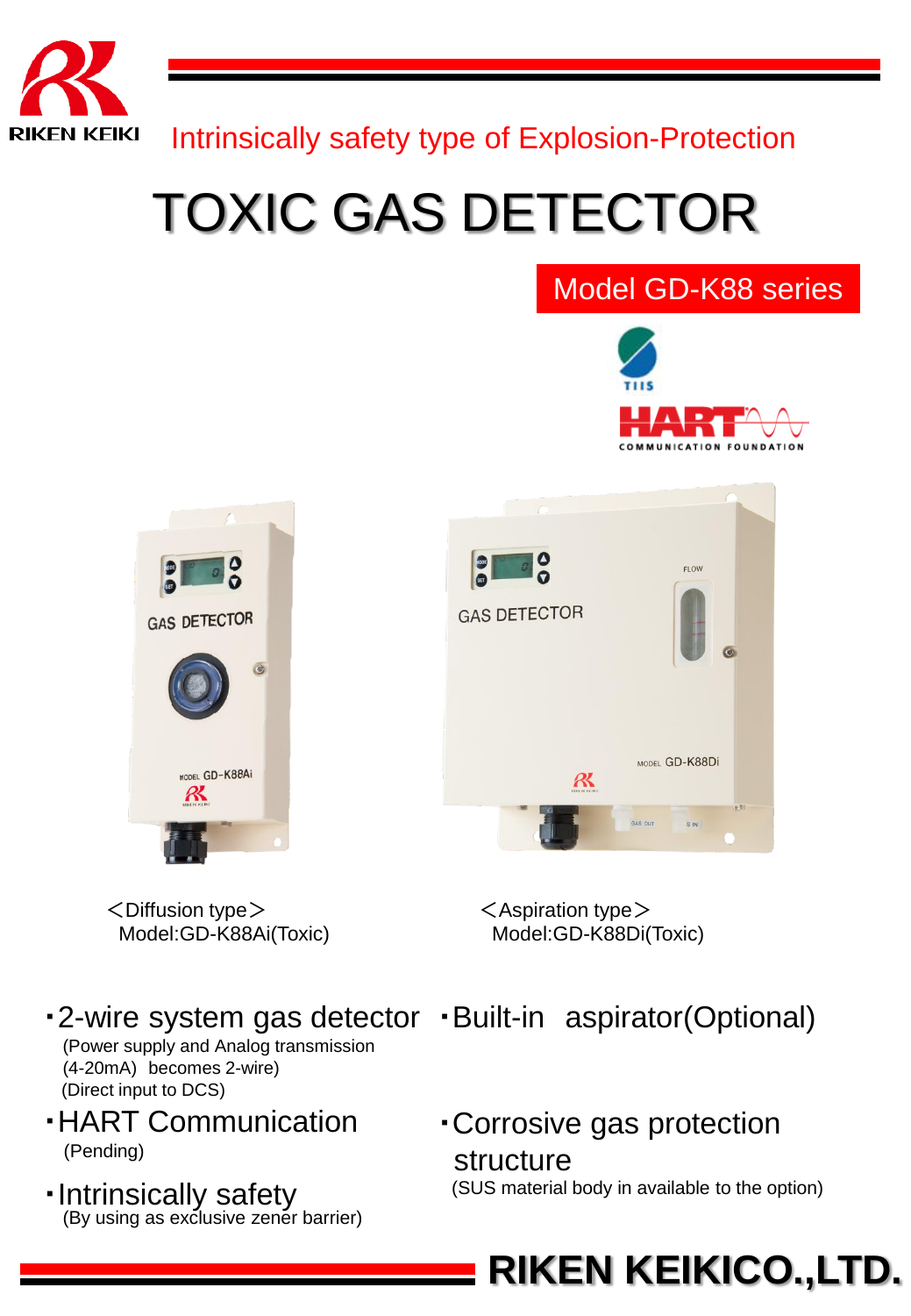RIKEN KEIKI

Intrinsically safety type of Explosion-Protection

# TOXIC GAS DETECTOR

## Model GD-K88 series

TIIS

HART COMMUNICATION FOUNDATION

＜Diffusion type＞
Model:GD-K88Ai(Toxic)

＜Aspiration type＞
Model:GD-K88Di(Toxic)

- 2-wire system gas detector
  (Power supply and Analog transmission (4-20mA) becomes 2-wire)
  (Direct input to DCS)
- HART Communication
  (Pending)
- Intrinsically safety
  (By using as exclusive zener barrier)
- Built-in aspirator(Optional)
- Corrosive gas protection structure
  (SUS material body in available to the option)

**RIKEN KEIKICO.,LTD.**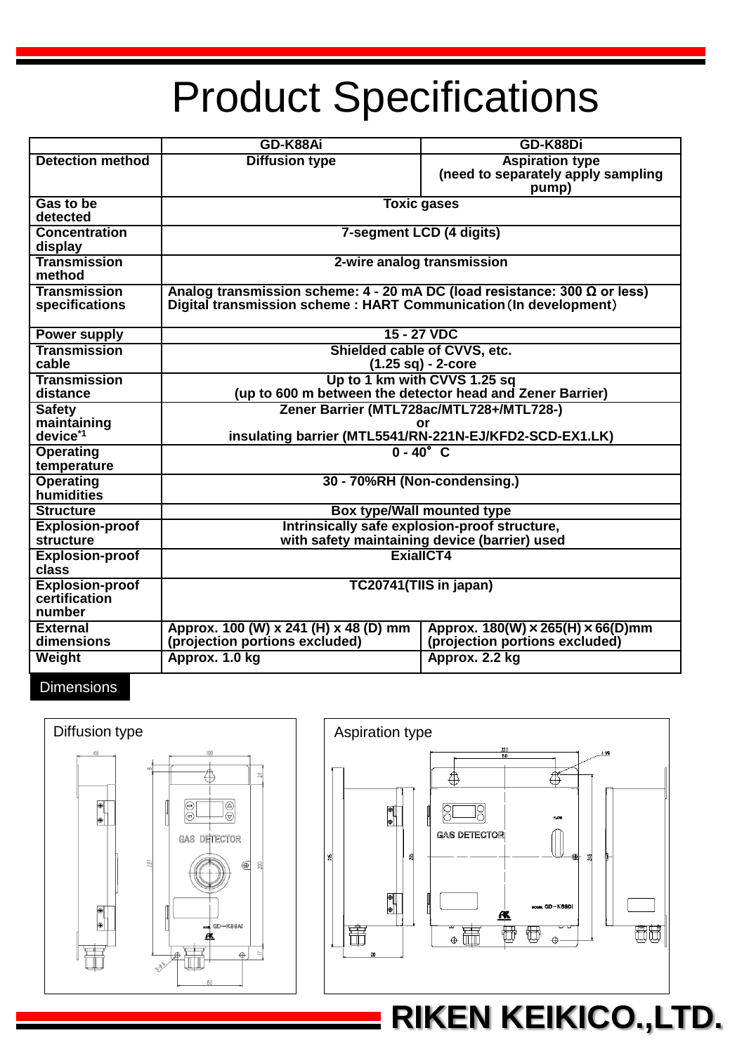# Product Specifications

| | GD-K88Ai | GD-K88Di |
|---|---|---|
| **Detection method** | **Diffusion type** | **Aspiration type (need to separately apply sampling pump)** |
| **Gas to be detected** | **Toxic gases** | |
| **Concentration display** | **7-segment LCD (4 digits)** | |
| **Transmission method** | **2-wire analog transmission** | |
| **Transmission specifications** | **Analog transmission scheme: 4 - 20 mA DC (load resistance: 300 Ω or less)<br>Digital transmission scheme : HART Communication（In development）** | |
| **Power supply** | **15 - 27 VDC** | |
| **Transmission cable** | **Shielded cable of CVVS, etc. (1.25 sq) - 2-core** | |
| **Transmission distance** | **Up to 1 km with CVVS 1.25 sq (up to 600 m between the detector head and Zener Barrier)** | |
| **Safety maintaining device[*1]** | **Zener Barrier (MTL728ac/MTL728+/MTL728-)<br>or<br>insulating barrier (MTL5541/RN-221N-EJ/KFD2-SCD-EX1.LK)** | |
| **Operating temperature** | **0 - 40°C** | |
| **Operating humidities** | **30 - 70%RH (Non-condensing.)** | |
| **Structure** | **Box type/Wall mounted type** | |
| **Explosion-proof structure** | **Intrinsically safe explosion-proof structure, with safety maintaining device (barrier) used** | |
| **Explosion-proof class** | **ExiaIICT4** | |
| **Explosion-proof certification number** | **TC20741(TIIS in japan)** | |
| **External dimensions** | **Approx. 100 (W) x 241 (H) x 48 (D) mm (projection portions excluded)** | **Approx. 180(W)×265(H)×66(D)mm (projection portions excluded)** |
| **Weight** | **Approx. 1.0 kg** | **Approx. 2.2 kg** |

## Dimensions

Diffusion type

Aspiration type

**RIKEN KEIKICO.,LTD.**